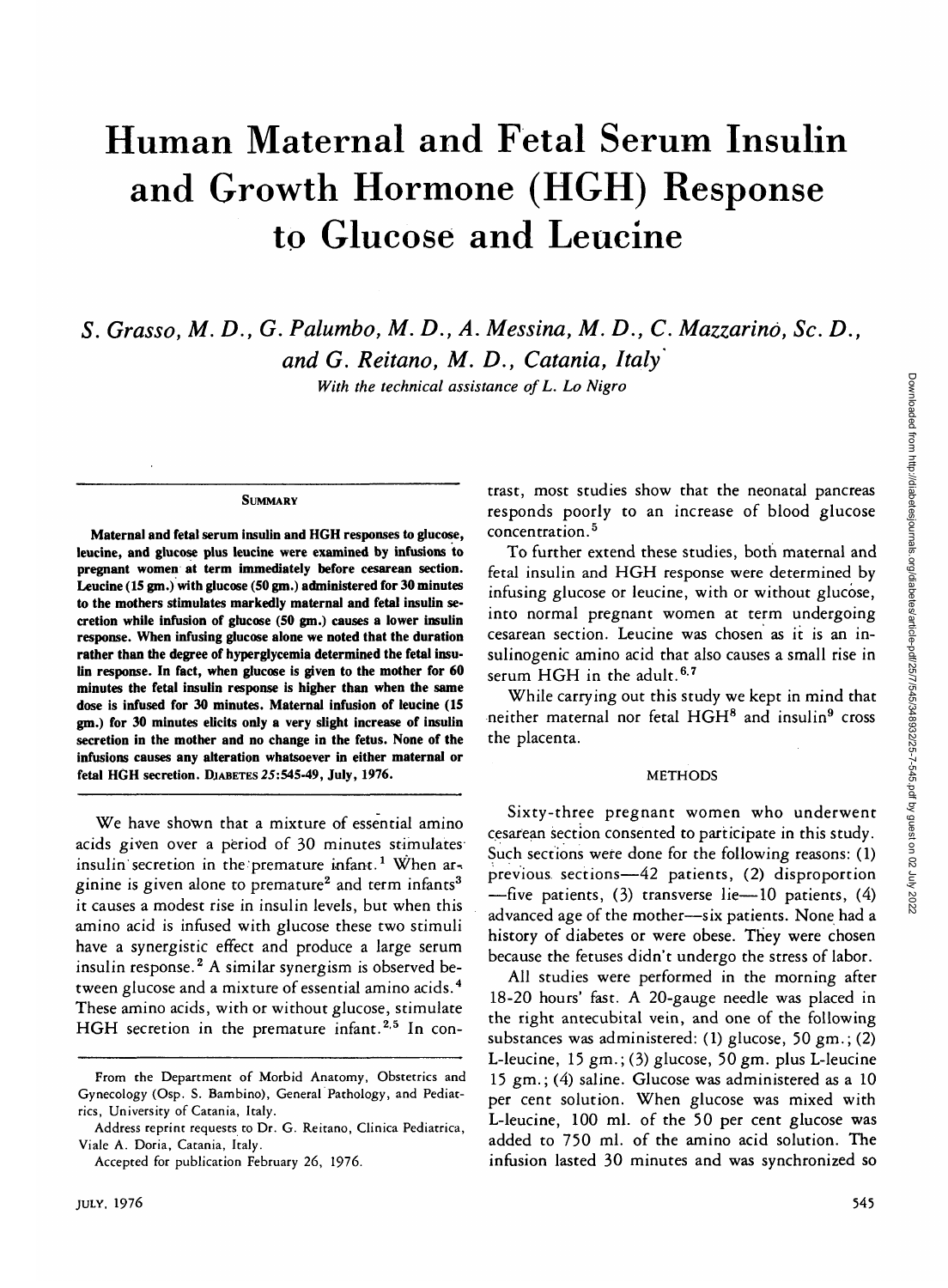# Human Maternal and Fetal Serum Insulin and Growth Hormone (HGH) Response to Glucose and Leucine

*S. Grasso, M. D., G. Palumbo, M. D., A. Messina, M. D., C. Mazzarinò, Sc. D., and G. Reitano, M. D., Catania, Italy*

*With the technical assistance of L. Lo Nigro*

## SUMMARY

**Maternal and fetal serum insulin and HGH responses to glucose, leucine, and glucose plus leucine were examined by infusions to pregnant women at term immediately before cesarean section. Leucine (15 gm.) with glucose (50 gm.) administered for 30 minutes to the mothers stimulates markedly maternal and fetal insulin secretion while infusion of glucose (50 gm.) causes a lower insulin response. When infusing glucose alone we noted that the duration rather than the degree of hyperglycemia determined the fetal insulin response. In fact, when glucose is given to the mother for 60 minutes the fetal insulin response is higher than when the same dose is infused for 30 minutes. Maternal infusion of leucine (15 gm.) for 30 minutes elicits only a very slight increase of insulin secretion in the mother and no change in the fetus. None of the infusions causes any alteration whatsoever in either maternal or fetal HGH secretion.** DIABETES 25:545-49, July, 1976.

We have shown that a mixture of essential amino acids given over a period of 30 minutes stimulates insulin secretion in the premature infant.[1] When arginine is given alone to premature[2] and term infants[3] it causes a modest rise in insulin levels, but when this amino acid is infused with glucose these two stimuli have a synergistic effect and produce a large serum insulin response.[2] A similar synergism is observed between glucose and a mixture of essential amino acids.[4] These amino acids, with or without glucose, stimulate HGH secretion in the premature infant.[2,5] In contrast, most studies show that the neonatal pancreas responds poorly to an increase of blood glucose concentration.[5]

To further extend these studies, both maternal and fetal insulin and HGH response were determined by infusing glucose or leucine, with or without glucose, into normal pregnant women at term undergoing cesarean section. Leucine was chosen as it is an insulinogenic amino acid that also causes a small rise in serum HGH in the adult.[6,7]

While carrying out this study we kept in mind that neither maternal nor fetal HGH[8] and insulin[9] cross the placenta.

## METHODS

Sixty-three pregnant women who underwent cesarean section consented to participate in this study. Such sections were done for the following reasons: (1) previous sections—42 patients, (2) disproportion —five patients, (3) transverse lie—10 patients, (4) advanced age of the mother—six patients. None had a history of diabetes or were obese. They were chosen because the fetuses didn't undergo the stress of labor.

All studies were performed in the morning after 18-20 hours' fast. A 20-gauge needle was placed in the right antecubital vein, and one of the following substances was administered: (1) glucose, 50 gm.; (2) L-leucine, 15 gm.; (3) glucose, 50 gm. plus L-leucine 15 gm.; (4) saline. Glucose was administered as a 10 per cent solution. When glucose was mixed with L-leucine, 100 ml. of the 50 per cent glucose was added to 750 ml. of the amino acid solution. The infusion lasted 30 minutes and was synchronized so

From the Department of Morbid Anatomy, Obstetrics and Gynecology (Osp. S. Bambino), General Pathology, and Pediatrics, University of Catania, Italy.

Address reprint requests to Dr. G. Reitano, Clinica Pediatrica, Viale A. Doria, Catania, Italy.

Accepted for publication February 26, 1976.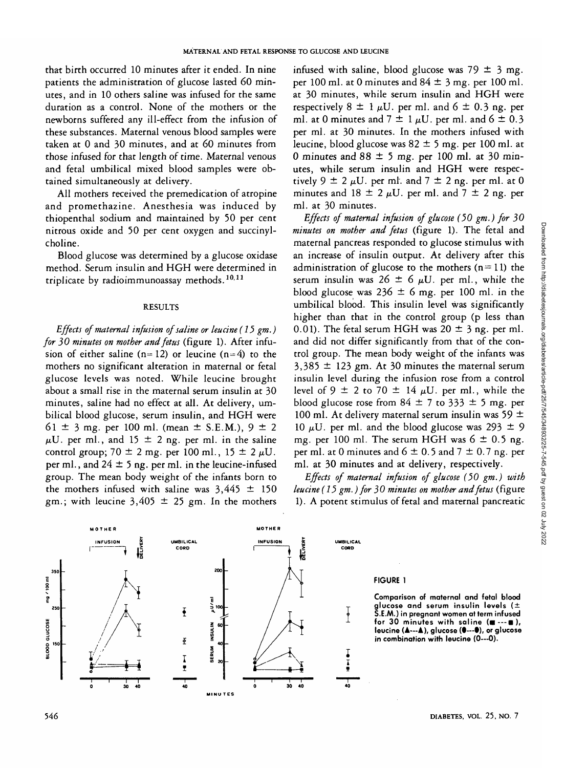that birth occurred 10 minutes after it ended. In nine patients the administration of glucose lasted 60 minutes, and in 10 others saline was infused for the same duration as a control. None of the mothers or the newborns suffered any ill-effect from the infusion of these substances. Maternal venous blood samples were taken at 0 and 30 minutes, and at 60 minutes from those infused for that length of time. Maternal venous and fetal umbilical mixed blood samples were obtained simultaneously at delivery.

All mothers received the premedication of atropine and promethazine. Anesthesia was induced by thiopenthal sodium and maintained by 50 per cent nitrous oxide and 50 per cent oxygen and succinylcholine.

Blood glucose was determined by a glucose oxidase method. Serum insulin and HGH were determined in triplicate by radioimmunoassay methods.[10,11]

## RESULTS

*Effects of maternal infusion of saline or leucine (15 gm.) for 30 minutes on mother and fetus* (figure 1). After infusion of either saline (n = 12) or leucine (n = 4) to the mothers no significant alteration in maternal or fetal glucose levels was noted. While leucine brought about a small rise in the maternal serum insulin at 30 minutes, saline had no effect at all. At delivery, umbilical blood glucose, serum insulin, and HGH were 61 ± 3 mg. per 100 ml. (mean ± S.E.M.), 9 ± 2 μU. per ml., and 15 ± 2 ng. per ml. in the saline control group; 70 ± 2 mg. per 100 ml., 15 ± 2 μU. per ml., and 24 ± 5 ng. per ml. in the leucine-infused group. The mean body weight of the infants born to the mothers infused with saline was 3,445 ± 150 gm.; with leucine 3,405 ± 25 gm. In the mothers infused with saline, blood glucose was 79 ± 3 mg. per 100 ml. at 0 minutes and 84 ± 3 mg. per 100 ml. at 30 minutes, while serum insulin and HGH were respectively 8 ± 1 μU. per ml. and 6 ± 0.3 ng. per ml. at 0 minutes and 7 ± 1 μU. per ml. and 6 ± 0.3 per ml. at 30 minutes. In the mothers infused with leucine, blood glucose was 82 ± 5 mg. per 100 ml. at 0 minutes and 88 ± 5 mg. per 100 ml. at 30 minutes, while serum insulin and HGH were respectively 9 ± 2 μU. per ml. and 7 ± 2 ng. per ml. at 0 minutes and 18 ± 2 μU. per ml. and 7 ± 2 ng. per ml. at 30 minutes.

*Effects of maternal infusion of glucose (50 gm.) for 30 minutes on mother and fetus* (figure 1). The fetal and maternal pancreas responded to glucose stimulus with an increase of insulin output. At delivery after this administration of glucose to the mothers (n = 11) the serum insulin was 26 ± 6 μU. per ml., while the blood glucose was 236 ± 6 mg. per 100 ml. in the umbilical blood. This insulin level was significantly higher than that in the control group (p less than 0.01). The fetal serum HGH was 20 ± 3 ng. per ml. and did not differ significantly from that of the control group. The mean body weight of the infants was 3,385 ± 123 gm. At 30 minutes the maternal serum insulin level during the infusion rose from a control level of 9 ± 2 to 70 ± 14 μU. per ml., while the blood glucose rose from 84 ± 7 to 333 ± 5 mg. per 100 ml. At delivery maternal serum insulin was 59 ± 10 μU. per ml. and the blood glucose was 293 ± 9 mg. per 100 ml. The serum HGH was 6 ± 0.5 ng. per ml. at 0 minutes and 6 ± 0.5 and 7 ± 0.7 ng. per ml. at 30 minutes and at delivery, respectively.

*Effects of maternal infusion of glucose (50 gm.) with leucine (15 gm.) for 30 minutes on mother and fetus* (figure 1). A potent stimulus of fetal and maternal pancreatic

FIGURE 1

Comparison of maternal and fetal blood glucose and serum insulin levels (± S.E.M.) in pregnant women at term infused for 30 minutes with saline (■---■), leucine (▲---▲), glucose (●---●), or glucose in combination with leucine (O---O).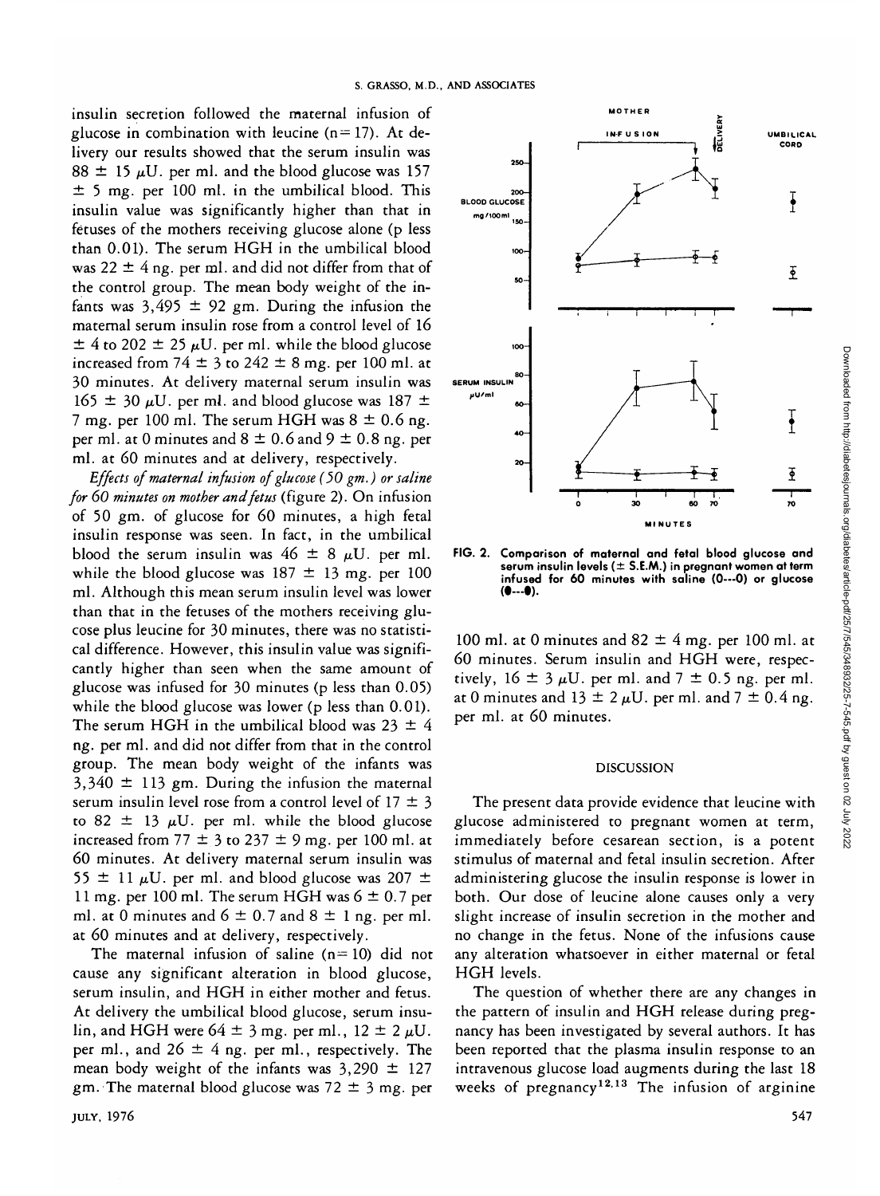insulin secretion followed the maternal infusion of glucose in combination with leucine (n = 17). At delivery our results showed that the serum insulin was 88 ± 15 μU. per ml. and the blood glucose was 157 ± 5 mg. per 100 ml. in the umbilical blood. This insulin value was significantly higher than that in fetuses of the mothers receiving glucose alone (p less than 0.01). The serum HGH in the umbilical blood was 22 ± 4 ng. per ml. and did not differ from that of the control group. The mean body weight of the infants was 3,495 ± 92 gm. During the infusion the maternal serum insulin rose from a control level of 16 ± 4 to 202 ± 25 μU. per ml. while the blood glucose increased from 74 ± 3 to 242 ± 8 mg. per 100 ml. at 30 minutes. At delivery maternal serum insulin was 165 ± 30 μU. per ml. and blood glucose was 187 ± 7 mg. per 100 ml. The serum HGH was 8 ± 0.6 ng. per ml. at 0 minutes and 8 ± 0.6 and 9 ± 0.8 ng. per ml. at 60 minutes and at delivery, respectively.

*Effects of maternal infusion of glucose (50 gm.) or saline for 60 minutes on mother and fetus* (figure 2). On infusion of 50 gm. of glucose for 60 minutes, a high fetal insulin response was seen. In fact, in the umbilical blood the serum insulin was 46 ± 8 μU. per ml. while the blood glucose was 187 ± 13 mg. per 100 ml. Although this mean serum insulin level was lower than that in the fetuses of the mothers receiving glucose plus leucine for 30 minutes, there was no statistical difference. However, this insulin value was significantly higher than seen when the same amount of glucose was infused for 30 minutes (p less than 0.05) while the blood glucose was lower (p less than 0.01). The serum HGH in the umbilical blood was 23 ± 4 ng. per ml. and did not differ from that in the control group. The mean body weight of the infants was 3,340 ± 113 gm. During the infusion the maternal serum insulin level rose from a control level of 17 ± 3 to 82 ± 13 μU. per ml. while the blood glucose increased from 77 ± 3 to 237 ± 9 mg. per 100 ml. at 60 minutes. At delivery maternal serum insulin was 55 ± 11 μU. per ml. and blood glucose was 207 ± 11 mg. per 100 ml. The serum HGH was 6 ± 0.7 per ml. at 0 minutes and 6 ± 0.7 and 8 ± 1 ng. per ml. at 60 minutes and at delivery, respectively.

The maternal infusion of saline (n = 10) did not cause any significant alteration in blood glucose, serum insulin, and HGH in either mother and fetus. At delivery the umbilical blood glucose, serum insulin, and HGH were 64 ± 3 mg. per ml., 12 ± 2 μU. per ml., and 26 ± 4 ng. per ml., respectively. The mean body weight of the infants was 3,290 ± 127 gm. The maternal blood glucose was 72 ± 3 mg. per 100 ml. at 0 minutes and 82 ± 4 mg. per 100 ml. at 60 minutes. Serum insulin and HGH were, respectively, 16 ± 3 μU. per ml. and 7 ± 0.5 ng. per ml. at 0 minutes and 13 ± 2 μU. per ml. and 7 ± 0.4 ng. per ml. at 60 minutes.

FIG. 2. Comparison of maternal and fetal blood glucose and serum insulin levels (± S.E.M.) in pregnant women at term infused for 60 minutes with saline (O---O) or glucose (●---●).

## DISCUSSION

The present data provide evidence that leucine with glucose administered to pregnant women at term, immediately before cesarean section, is a potent stimulus of maternal and fetal insulin secretion. After administering glucose the insulin response is lower in both. Our dose of leucine alone causes only a very slight increase of insulin secretion in the mother and no change in the fetus. None of the infusions cause any alteration whatsoever in either maternal or fetal HGH levels.

The question of whether there are any changes in the pattern of insulin and HGH release during pregnancy has been investigated by several authors. It has been reported that the plasma insulin response to an intravenous glucose load augments during the last 18 weeks of pregnancy[12,13] The infusion of arginine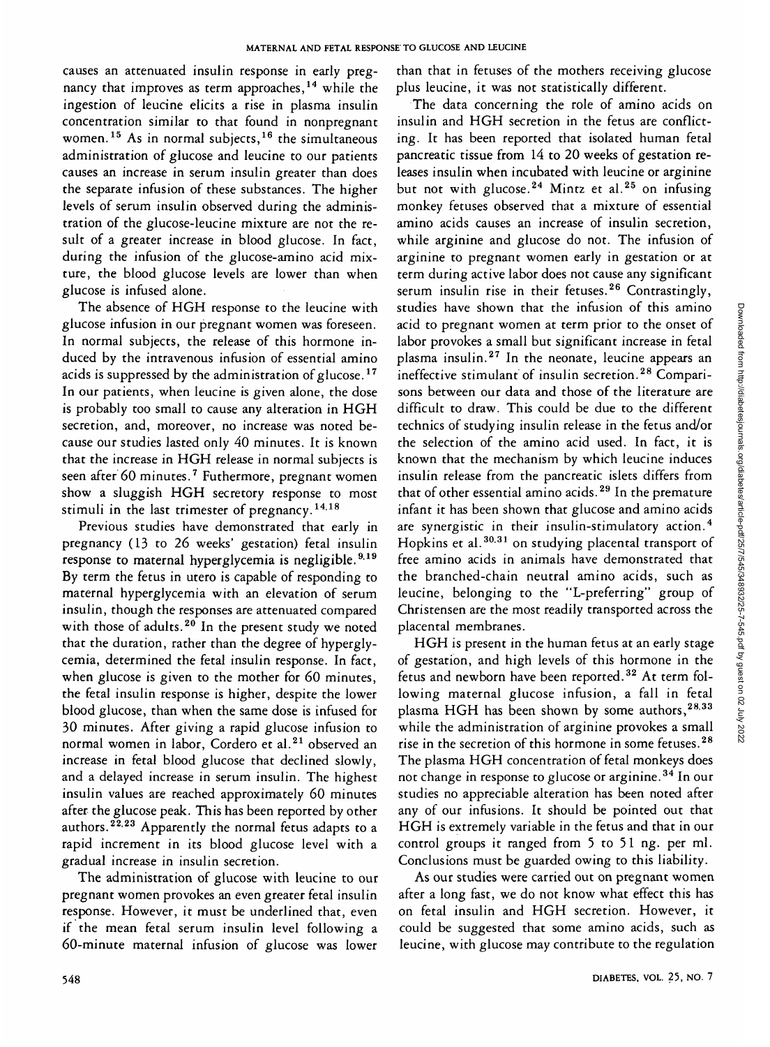causes an attenuated insulin response in early pregnancy that improves as term approaches,[14] while the ingestion of leucine elicits a rise in plasma insulin concentration similar to that found in nonpregnant women.[15] As in normal subjects,[16] the simultaneous administration of glucose and leucine to our patients causes an increase in serum insulin greater than does the separate infusion of these substances. The higher levels of serum insulin observed during the administration of the glucose-leucine mixture are not the result of a greater increase in blood glucose. In fact, during the infusion of the glucose-amino acid mixture, the blood glucose levels are lower than when glucose is infused alone.

The absence of HGH response to the leucine with glucose infusion in our pregnant women was foreseen. In normal subjects, the release of this hormone induced by the intravenous infusion of essential amino acids is suppressed by the administration of glucose.[17] In our patients, when leucine is given alone, the dose is probably too small to cause any alteration in HGH secretion, and, moreover, no increase was noted because our studies lasted only 40 minutes. It is known that the increase in HGH release in normal subjects is seen after 60 minutes.[7] Futhermore, pregnant women show a sluggish HGH secretory response to most stimuli in the last trimester of pregnancy.[14,18]

Previous studies have demonstrated that early in pregnancy (13 to 26 weeks' gestation) fetal insulin response to maternal hyperglycemia is negligible.[9,19] By term the fetus in utero is capable of responding to maternal hyperglycemia with an elevation of serum insulin, though the responses are attenuated compared with those of adults.[20] In the present study we noted that the duration, rather than the degree of hyperglycemia, determined the fetal insulin response. In fact, when glucose is given to the mother for 60 minutes, the fetal insulin response is higher, despite the lower blood glucose, than when the same dose is infused for 30 minutes. After giving a rapid glucose infusion to normal women in labor, Cordero et al.[21] observed an increase in fetal blood glucose that declined slowly, and a delayed increase in serum insulin. The highest insulin values are reached approximately 60 minutes after the glucose peak. This has been reported by other authors.[22,23] Apparently the normal fetus adapts to a rapid increment in its blood glucose level with a gradual increase in insulin secretion.

The administration of glucose with leucine to our pregnant women provokes an even greater fetal insulin response. However, it must be underlined that, even if the mean fetal serum insulin level following a 60-minute maternal infusion of glucose was lower than that in fetuses of the mothers receiving glucose plus leucine, it was not statistically different.

The data concerning the role of amino acids on insulin and HGH secretion in the fetus are conflicting. It has been reported that isolated human fetal pancreatic tissue from 14 to 20 weeks of gestation releases insulin when incubated with leucine or arginine but not with glucose.[24] Mintz et al.[25] on infusing monkey fetuses observed that a mixture of essential amino acids causes an increase of insulin secretion, while arginine and glucose do not. The infusion of arginine to pregnant women early in gestation or at term during active labor does not cause any significant serum insulin rise in their fetuses.[26] Contrastingly, studies have shown that the infusion of this amino acid to pregnant women at term prior to the onset of labor provokes a small but significant increase in fetal plasma insulin.[27] In the neonate, leucine appears an ineffective stimulant of insulin secretion.[28] Comparisons between our data and those of the literature are difficult to draw. This could be due to the different technics of studying insulin release in the fetus and/or the selection of the amino acid used. In fact, it is known that the mechanism by which leucine induces insulin release from the pancreatic islets differs from that of other essential amino acids.[29] In the premature infant it has been shown that glucose and amino acids are synergistic in their insulin-stimulatory action.[4] Hopkins et al.[30,31] on studying placental transport of free amino acids in animals have demonstrated that the branched-chain neutral amino acids, such as leucine, belonging to the "L-preferring" group of Christensen are the most readily transported across the placental membranes.

HGH is present in the human fetus at an early stage of gestation, and high levels of this hormone in the fetus and newborn have been reported.[32] At term following maternal glucose infusion, a fall in fetal plasma HGH has been shown by some authors,[28,33] while the administration of arginine provokes a small rise in the secretion of this hormone in some fetuses.[28] The plasma HGH concentration of fetal monkeys does not change in response to glucose or arginine.[34] In our studies no appreciable alteration has been noted after any of our infusions. It should be pointed out that HGH is extremely variable in the fetus and that in our control groups it ranged from 5 to 51 ng. per ml. Conclusions must be guarded owing to this liability.

As our studies were carried out on pregnant women after a long fast, we do not know what effect this has on fetal insulin and HGH secretion. However, it could be suggested that some amino acids, such as leucine, with glucose may contribute to the regulation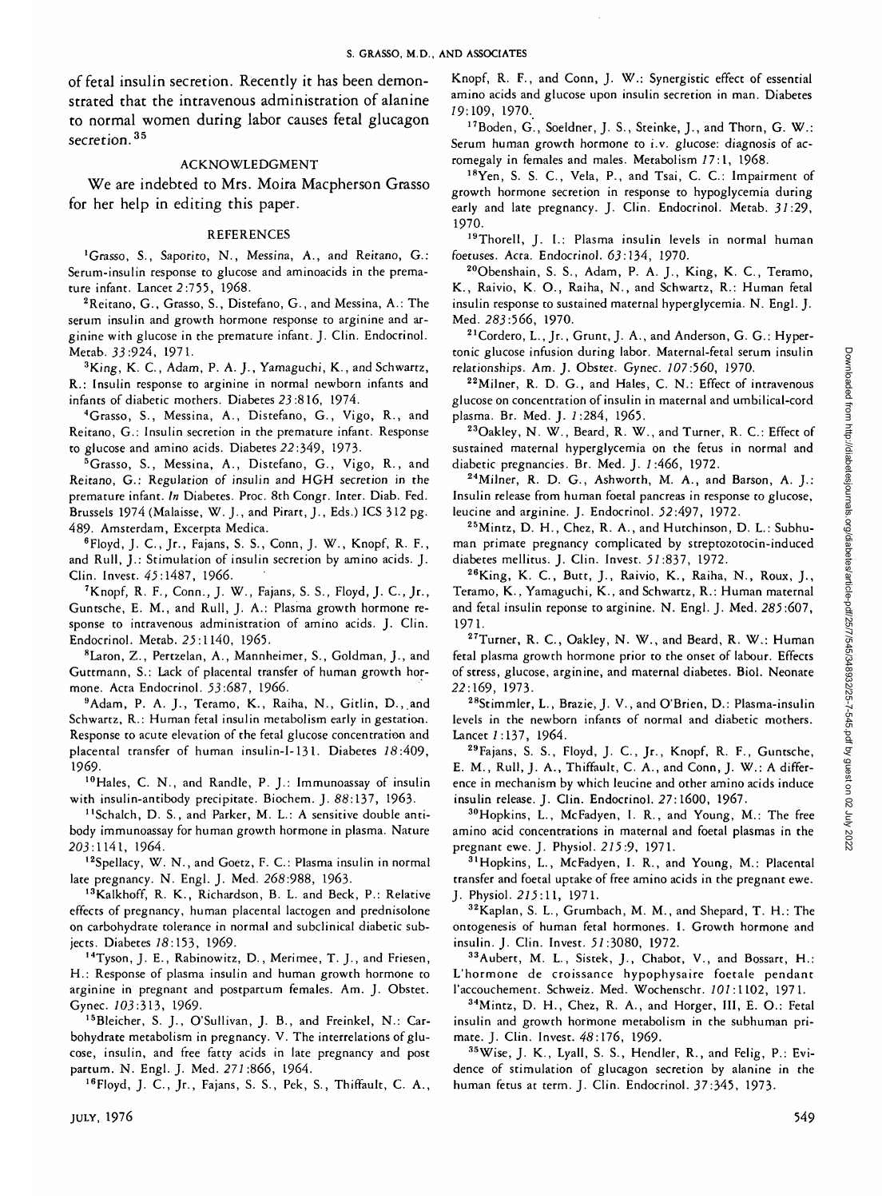of fetal insulin secretion. Recently it has been demonstrated that the intravenous administration of alanine to normal women during labor causes fetal glucagon secretion.[35]

## ACKNOWLEDGMENT

We are indebted to Mrs. Moira Macpherson Grasso for her help in editing this paper.

## REFERENCES

[1]Grasso, S., Saporito, N., Messina, A., and Reitano, G.: Serum-insulin response to glucose and aminoacids in the premature infant. Lancet 2:755, 1968.

[2]Reitano, G., Grasso, S., Distefano, G., and Messina, A.: The serum insulin and growth hormone response to arginine and arginine with glucose in the premature infant. J. Clin. Endocrinol. Metab. 33:924, 1971.

[3]King, K. C., Adam, P. A. J., Yamaguchi, K., and Schwartz, R.: Insulin response to arginine in normal newborn infants and infants of diabetic mothers. Diabetes 23:816, 1974.

[4]Grasso, S., Messina, A., Distefano, G., Vigo, R., and Reitano, G.: Insulin secretion in the premature infant. Response to glucose and amino acids. Diabetes 22:349, 1973.

[5]Grasso, S., Messina, A., Distefano, G., Vigo, R., and Reitano, G.: Regulation of insulin and HGH secretion in the premature infant. *In* Diabetes. Proc. 8th Congr. Inter. Diab. Fed. Brussels 1974 (Malaisse, W. J., and Pirart, J., Eds.) ICS 312 pg. 489. Amsterdam, Excerpta Medica.

[6]Floyd, J. C., Jr., Fajans, S. S., Conn, J. W., Knopf, R. F., and Rull, J.: Stimulation of insulin secretion by amino acids. J. Clin. Invest. 45:1487, 1966.

[7]Knopf, R. F., Conn., J. W., Fajans, S. S., Floyd, J. C., Jr., Guntsche, E. M., and Rull, J. A.: Plasma growth hormone response to intravenous administration of amino acids. J. Clin. Endocrinol. Metab. 25:1140, 1965.

[8]Laron, Z., Pertzelan, A., Mannheimer, S., Goldman, J., and Guttmann, S.: Lack of placental transfer of human growth hormone. Acta Endocrinol. 53:687, 1966.

[9]Adam, P. A. J., Teramo, K., Raiha, N., Gitlin, D., and Schwartz, R.: Human fetal insulin metabolism early in gestation. Response to acute elevation of the fetal glucose concentration and placental transfer of human insulin-I-131. Diabetes 18:409, 1969.

[10]Hales, C. N., and Randle, P. J.: Immunoassay of insulin with insulin-antibody precipitate. Biochem. J. 88:137, 1963.

[11]Schalch, D. S., and Parker, M. L.: A sensitive double antibody immunoassay for human growth hormone in plasma. Nature 203:1141, 1964.

[12]Spellacy, W. N., and Goetz, F. C.: Plasma insulin in normal late pregnancy. N. Engl. J. Med. 268:988, 1963.

[13]Kalkhoff, R. K., Richardson, B. L. and Beck, P.: Relative effects of pregnancy, human placental lactogen and prednisolone on carbohydrate tolerance in normal and subclinical diabetic subjects. Diabetes 18:153, 1969.

[14]Tyson, J. E., Rabinowitz, D., Merimee, T. J., and Friesen, H.: Response of plasma insulin and human growth hormone to arginine in pregnant and postpartum females. Am. J. Obstet. Gynec. 103:313, 1969.

[15]Bleicher, S. J., O'Sullivan, J. B., and Freinkel, N.: Carbohydrate metabolism in pregnancy. V. The interrelations of glucose, insulin, and free fatty acids in late pregnancy and post partum. N. Engl. J. Med. 271:866, 1964.

[16]Floyd, J. C., Jr., Fajans, S. S., Pek, S., Thiffault, C. A., Knopf, R. F., and Conn, J. W.: Synergistic effect of essential amino acids and glucose upon insulin secretion in man. Diabetes 19:109, 1970.

[17]Boden, G., Soeldner, J. S., Steinke, J., and Thorn, G. W.: Serum human growth hormone to i.v. glucose: diagnosis of acromegaly in females and males. Metabolism 17:1, 1968.

[18]Yen, S. S. C., Vela, P., and Tsai, C. C.: Impairment of growth hormone secretion in response to hypoglycemia during early and late pregnancy. J. Clin. Endocrinol. Metab. 31:29, 1970.

[19]Thorell, J. I.: Plasma insulin levels in normal human foetuses. Acta. Endocrinol. 63:134, 1970.

[20]Obenshain, S. S., Adam, P. A. J., King, K. C., Teramo, K., Raivio, K. O., Raiha, N., and Schwartz, R.: Human fetal insulin response to sustained maternal hyperglycemia. N. Engl. J. Med. 283:566, 1970.

[21]Cordero, L., Jr., Grunt, J. A., and Anderson, G. G.: Hypertonic glucose infusion during labor. Maternal-fetal serum insulin relationships. Am. J. Obstet. Gynec. 107:560, 1970.

[22]Milner, R. D. G., and Hales, C. N.: Effect of intravenous glucose on concentration of insulin in maternal and umbilical-cord plasma. Br. Med. J. 1:284, 1965.

[23]Oakley, N. W., Beard, R. W., and Turner, R. C.: Effect of sustained maternal hyperglycemia on the fetus in normal and diabetic pregnancies. Br. Med. J. 1:466, 1972.

[24]Milner, R. D. G., Ashworth, M. A., and Barson, A. J.: Insulin release from human foetal pancreas in response to glucose, leucine and arginine. J. Endocrinol. 52:497, 1972.

[25]Mintz, D. H., Chez, R. A., and Hutchinson, D. L.: Subhuman primate pregnancy complicated by streptozotocin-induced diabetes mellitus. J. Clin. Invest. 51:837, 1972.

[26]King, K. C., Butt, J., Raivio, K., Raiha, N., Roux, J., Teramo, K., Yamaguchi, K., and Schwartz, R.: Human maternal and fetal insulin reponse to arginine. N. Engl. J. Med. 285:607, 1971.

[27]Turner, R. C., Oakley, N. W., and Beard, R. W.: Human fetal plasma growth hormone prior to the onset of labour. Effects of stress, glucose, arginine, and maternal diabetes. Biol. Neonate 22:169, 1973.

[28]Stimmler, L., Brazie, J. V., and O'Brien, D.: Plasma-insulin levels in the newborn infants of normal and diabetic mothers. Lancet 1:137, 1964.

[29]Fajans, S. S., Floyd, J. C., Jr., Knopf, R. F., Guntsche, E. M., Rull, J. A., Thiffault, C. A., and Conn, J. W.: A difference in mechanism by which leucine and other amino acids induce insulin release. J. Clin. Endocrinol. 27:1600, 1967.

[30]Hopkins, L., McFadyen, I. R., and Young, M.: The free amino acid concentrations in maternal and foetal plasmas in the pregnant ewe. J. Physiol. 215:9, 1971.

[31]Hopkins, L., McFadyen, I. R., and Young, M.: Placental transfer and foetal uptake of free amino acids in the pregnant ewe. J. Physiol. 215:11, 1971.

[32]Kaplan, S. L., Grumbach, M. M., and Shepard, T. H.: The ontogenesis of human fetal hormones. I. Growth hormone and insulin. J. Clin. Invest. 51:3080, 1972.

[33]Aubert, M. L., Sistek, J., Chabot, V., and Bossart, H.: L'hormone de croissance hypophysaire foetale pendant l'accouchement. Schweiz. Med. Wochenschr. 101:1102, 1971.

[34]Mintz, D. H., Chez, R. A., and Horger, III, E. O.: Fetal insulin and growth hormone metabolism in the subhuman primate. J. Clin. Invest. 48:176, 1969.

[35]Wise, J. K., Lyall, S. S., Hendler, R., and Felig, P.: Evidence of stimulation of glucagon secretion by alanine in the human fetus at term. J. Clin. Endocrinol. 37:345, 1973.